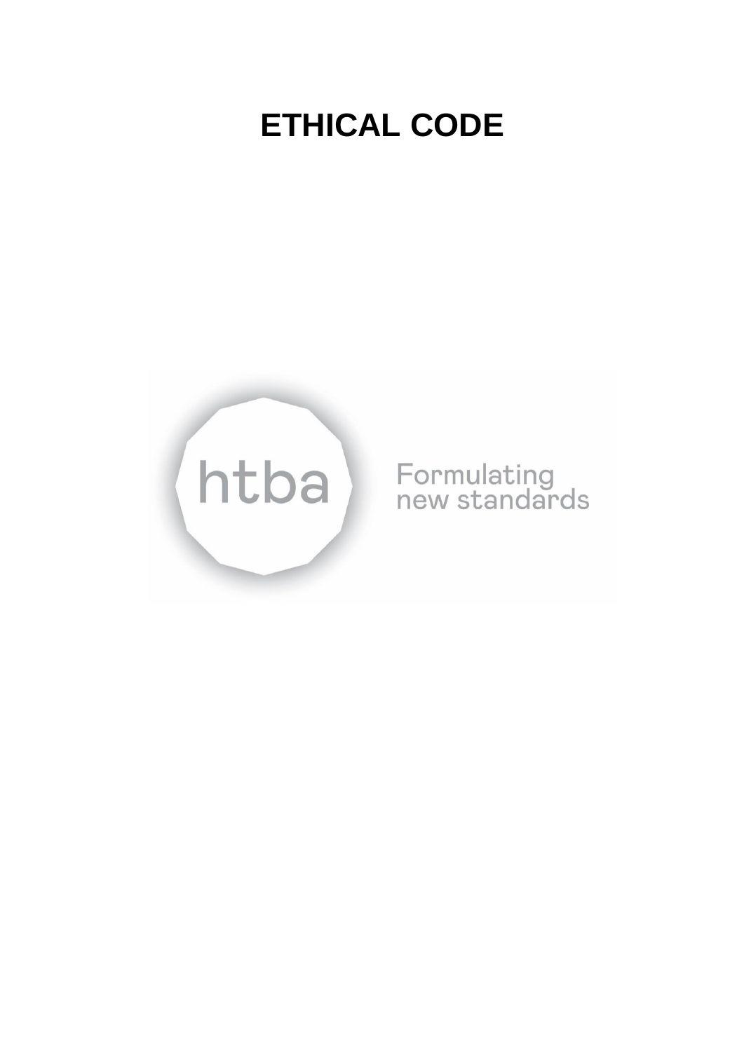# ETHICAL CODE

htba

Formulating new standards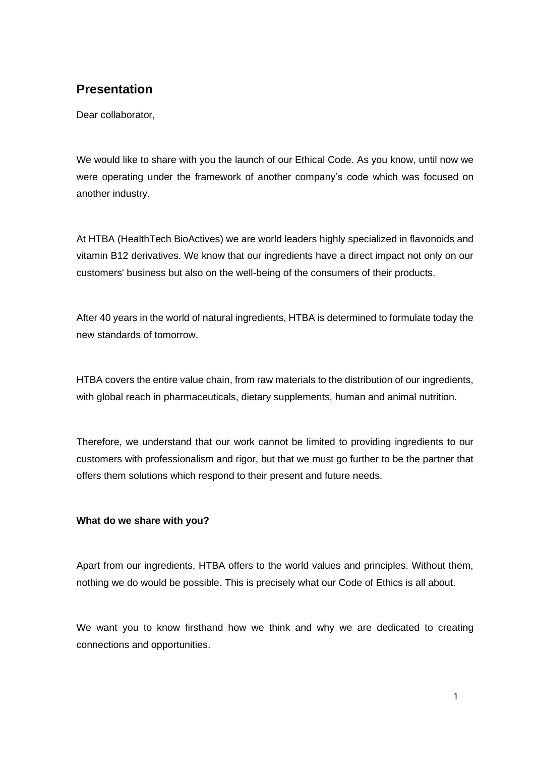## Presentation

Dear collaborator,

We would like to share with you the launch of our Ethical Code. As you know, until now we were operating under the framework of another company's code which was focused on another industry.

At HTBA (HealthTech BioActives) we are world leaders highly specialized in flavonoids and vitamin B12 derivatives. We know that our ingredients have a direct impact not only on our customers' business but also on the well-being of the consumers of their products.

After 40 years in the world of natural ingredients, HTBA is determined to formulate today the new standards of tomorrow.

HTBA covers the entire value chain, from raw materials to the distribution of our ingredients, with global reach in pharmaceuticals, dietary supplements, human and animal nutrition.

Therefore, we understand that our work cannot be limited to providing ingredients to our customers with professionalism and rigor, but that we must go further to be the partner that offers them solutions which respond to their present and future needs.

**What do we share with you?**

Apart from our ingredients, HTBA offers to the world values and principles. Without them, nothing we do would be possible. This is precisely what our Code of Ethics is all about.

We want you to know firsthand how we think and why we are dedicated to creating connections and opportunities.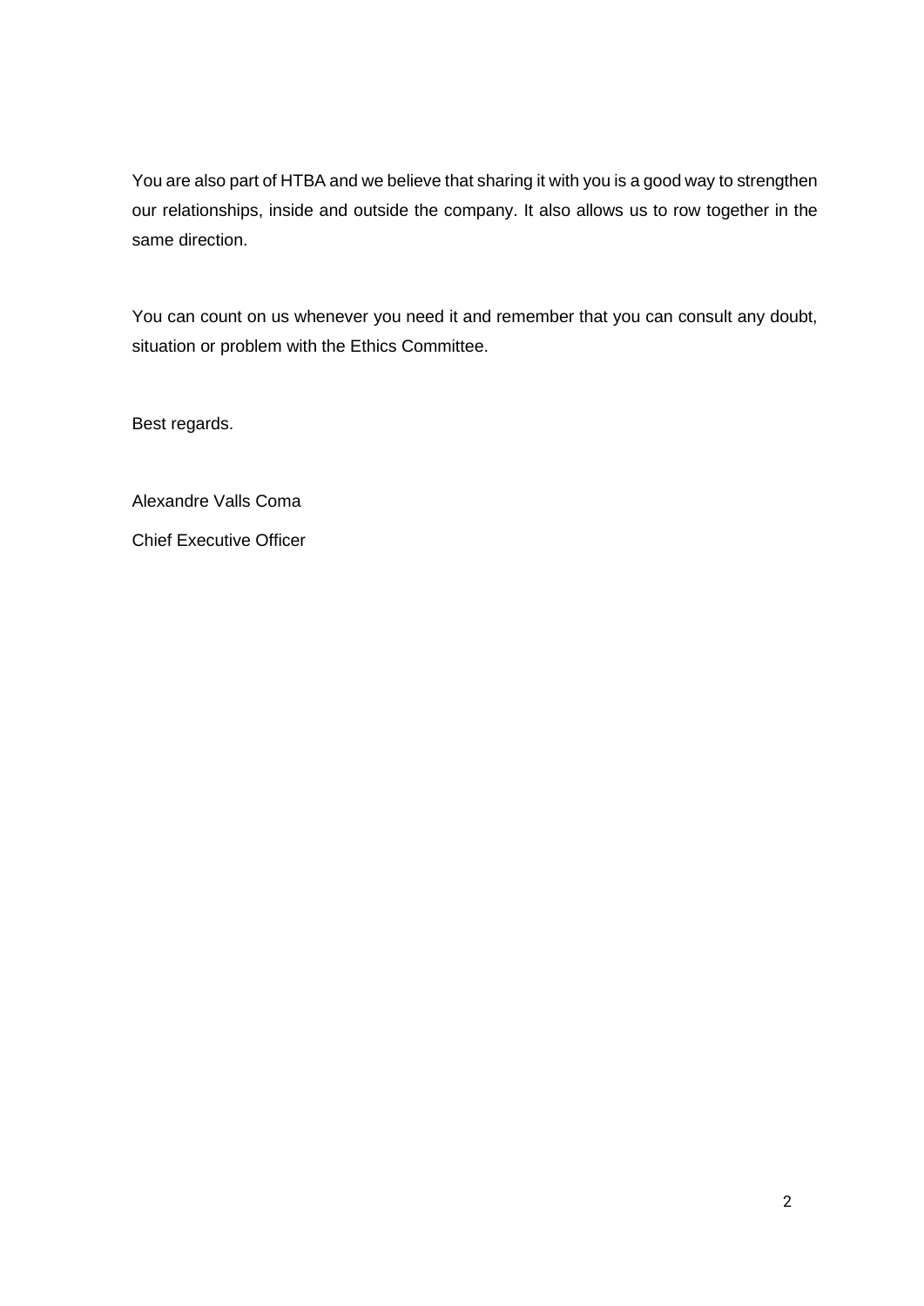You are also part of HTBA and we believe that sharing it with you is a good way to strengthen our relationships, inside and outside the company. It also allows us to row together in the same direction.

You can count on us whenever you need it and remember that you can consult any doubt, situation or problem with the Ethics Committee.

Best regards.

Alexandre Valls Coma

Chief Executive Officer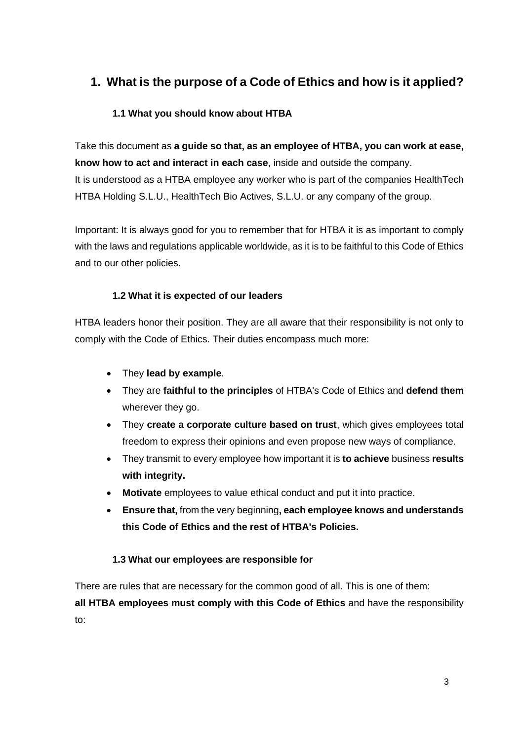# 1. What is the purpose of a Code of Ethics and how is it applied?

### 1.1 What you should know about HTBA

Take this document as **a guide so that, as an employee of HTBA, you can work at ease, know how to act and interact in each case**, inside and outside the company.
It is understood as a HTBA employee any worker who is part of the companies HealthTech HTBA Holding S.L.U., HealthTech Bio Actives, S.L.U. or any company of the group.

Important: It is always good for you to remember that for HTBA it is as important to comply with the laws and regulations applicable worldwide, as it is to be faithful to this Code of Ethics and to our other policies.

### 1.2 What it is expected of our leaders

HTBA leaders honor their position. They are all aware that their responsibility is not only to comply with the Code of Ethics. Their duties encompass much more:

- They **lead by example**.
- They are **faithful to the principles** of HTBA's Code of Ethics and **defend them** wherever they go.
- They **create a corporate culture based on trust**, which gives employees total freedom to express their opinions and even propose new ways of compliance.
- They transmit to every employee how important it is **to achieve** business **results with integrity.**
- **Motivate** employees to value ethical conduct and put it into practice.
- **Ensure that,** from the very beginning**, each employee knows and understands this Code of Ethics and the rest of HTBA's Policies.**

### 1.3 What our employees are responsible for

There are rules that are necessary for the common good of all. This is one of them:
**all HTBA employees must comply with this Code of Ethics** and have the responsibility to: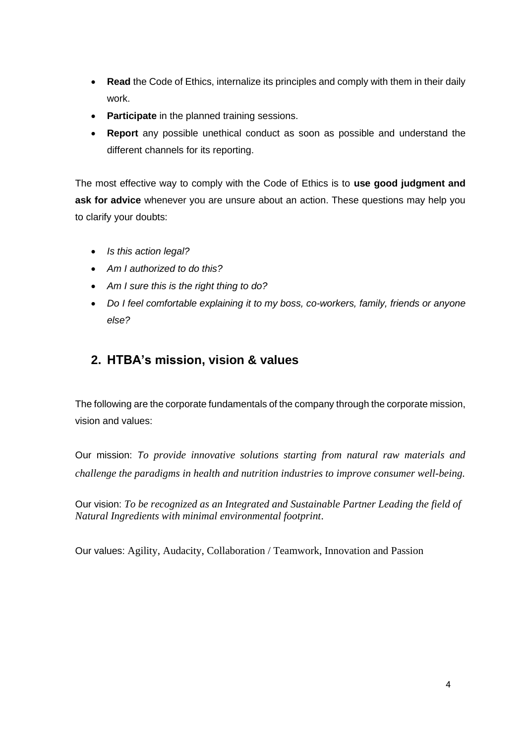- **Read** the Code of Ethics, internalize its principles and comply with them in their daily work.
- **Participate** in the planned training sessions.
- **Report** any possible unethical conduct as soon as possible and understand the different channels for its reporting.

The most effective way to comply with the Code of Ethics is to **use good judgment and ask for advice** whenever you are unsure about an action. These questions may help you to clarify your doubts:

- *Is this action legal?*
- *Am I authorized to do this?*
- *Am I sure this is the right thing to do?*
- *Do I feel comfortable explaining it to my boss, co-workers, family, friends or anyone else?*

## 2. HTBA's mission, vision & values

The following are the corporate fundamentals of the company through the corporate mission, vision and values:

Our mission: *To provide innovative solutions starting from natural raw materials and challenge the paradigms in health and nutrition industries to improve consumer well-being.*

Our vision: *To be recognized as an Integrated and Sustainable Partner Leading the field of Natural Ingredients with minimal environmental footprint*.

Our values: Agility, Audacity, Collaboration / Teamwork, Innovation and Passion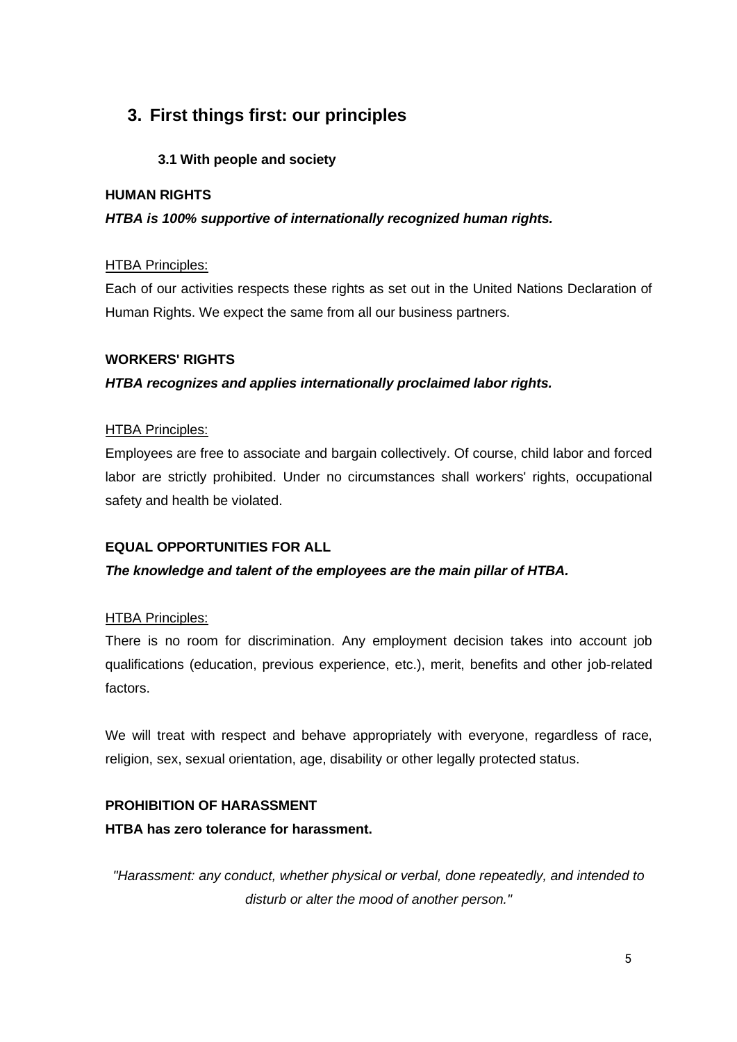## 3. First things first: our principles

### 3.1 With people and society

**HUMAN RIGHTS**

***HTBA is 100% supportive of internationally recognized human rights.***

HTBA Principles:

Each of our activities respects these rights as set out in the United Nations Declaration of Human Rights. We expect the same from all our business partners.

**WORKERS' RIGHTS**

***HTBA recognizes and applies internationally proclaimed labor rights.***

HTBA Principles:

Employees are free to associate and bargain collectively. Of course, child labor and forced labor are strictly prohibited. Under no circumstances shall workers' rights, occupational safety and health be violated.

**EQUAL OPPORTUNITIES FOR ALL**

***The knowledge and talent of the employees are the main pillar of HTBA.***

HTBA Principles:

There is no room for discrimination. Any employment decision takes into account job qualifications (education, previous experience, etc.), merit, benefits and other job-related factors.

We will treat with respect and behave appropriately with everyone, regardless of race, religion, sex, sexual orientation, age, disability or other legally protected status.

**PROHIBITION OF HARASSMENT**

**HTBA has zero tolerance for harassment.**

*"Harassment: any conduct, whether physical or verbal, done repeatedly, and intended to disturb or alter the mood of another person."*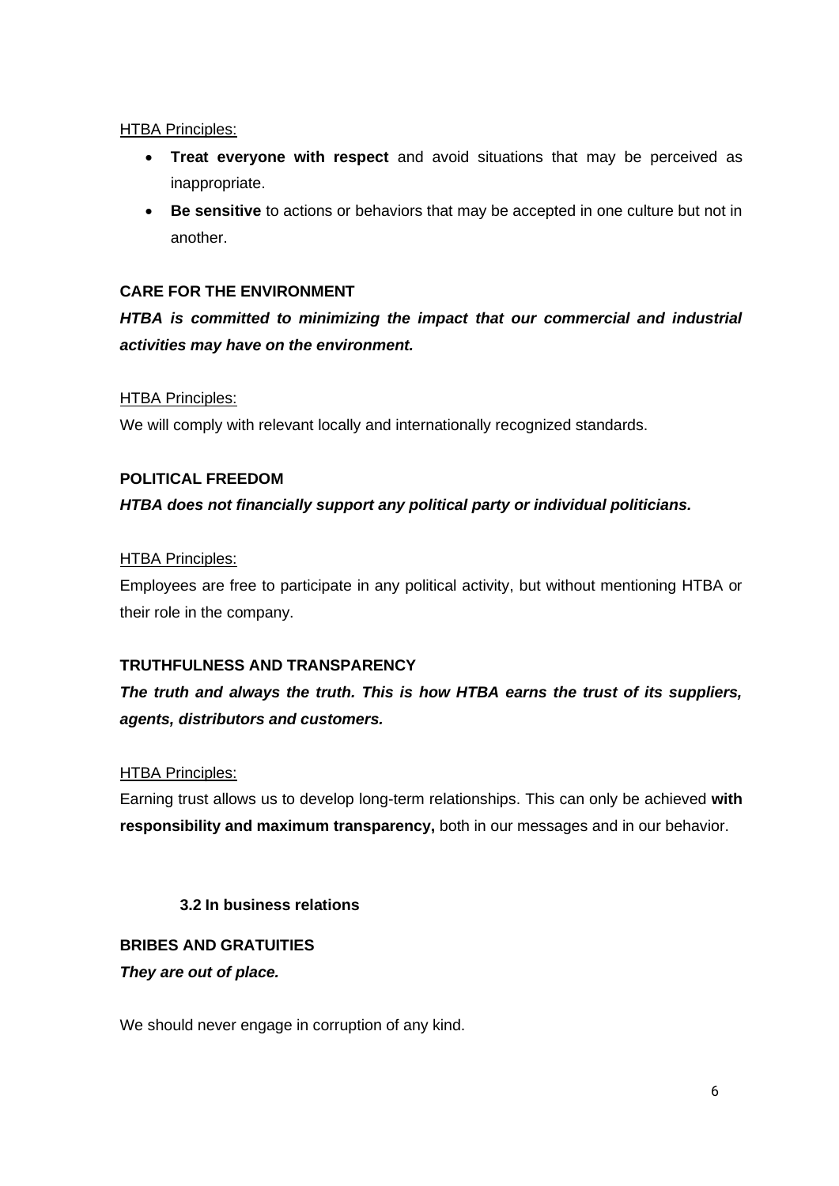<u>HTBA Principles:</u>

- **Treat everyone with respect** and avoid situations that may be perceived as inappropriate.
- **Be sensitive** to actions or behaviors that may be accepted in one culture but not in another.

**CARE FOR THE ENVIRONMENT**

***HTBA is committed to minimizing the impact that our commercial and industrial activities may have on the environment.***

<u>HTBA Principles:</u>

We will comply with relevant locally and internationally recognized standards.

**POLITICAL FREEDOM**

***HTBA does not financially support any political party or individual politicians.***

<u>HTBA Principles:</u>

Employees are free to participate in any political activity, but without mentioning HTBA or their role in the company.

**TRUTHFULNESS AND TRANSPARENCY**

***The truth and always the truth. This is how HTBA earns the trust of its suppliers, agents, distributors and customers.***

<u>HTBA Principles:</u>

Earning trust allows us to develop long-term relationships. This can only be achieved **with responsibility and maximum transparency,** both in our messages and in our behavior.

### 3.2 In business relations

**BRIBES AND GRATUITIES**

***They are out of place.***

We should never engage in corruption of any kind.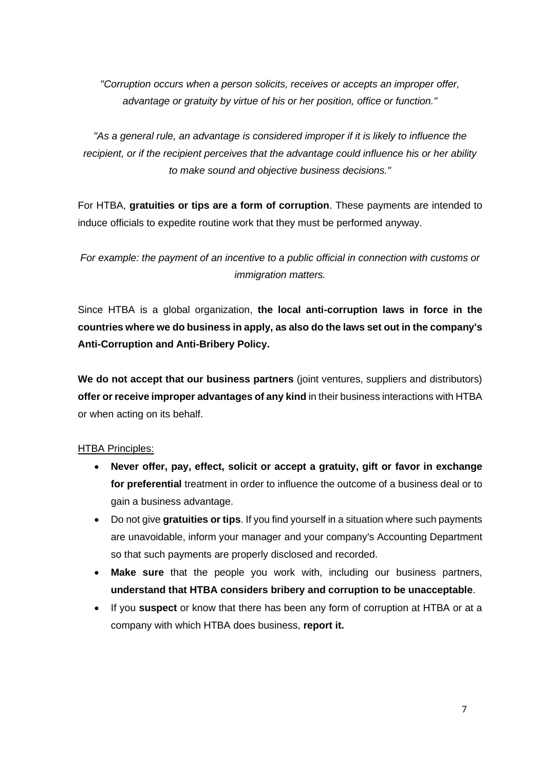*"Corruption occurs when a person solicits, receives or accepts an improper offer, advantage or gratuity by virtue of his or her position, office or function."*

*"As a general rule, an advantage is considered improper if it is likely to influence the recipient, or if the recipient perceives that the advantage could influence his or her ability to make sound and objective business decisions."*

For HTBA, **gratuities or tips are a form of corruption**. These payments are intended to induce officials to expedite routine work that they must be performed anyway.

*For example: the payment of an incentive to a public official in connection with customs or immigration matters.*

Since HTBA is a global organization, **the local anti-corruption laws in force in the countries where we do business in apply, as also do the laws set out in the company's Anti-Corruption and Anti-Bribery Policy.**

**We do not accept that our business partners** (joint ventures, suppliers and distributors) **offer or receive improper advantages of any kind** in their business interactions with HTBA or when acting on its behalf.

<u>HTBA Principles:</u>

- **Never offer, pay, effect, solicit or accept a gratuity, gift or favor in exchange for preferential** treatment in order to influence the outcome of a business deal or to gain a business advantage.
- Do not give **gratuities or tips**. If you find yourself in a situation where such payments are unavoidable, inform your manager and your company's Accounting Department so that such payments are properly disclosed and recorded.
- **Make sure** that the people you work with, including our business partners, **understand that HTBA considers bribery and corruption to be unacceptable**.
- If you **suspect** or know that there has been any form of corruption at HTBA or at a company with which HTBA does business, **report it.**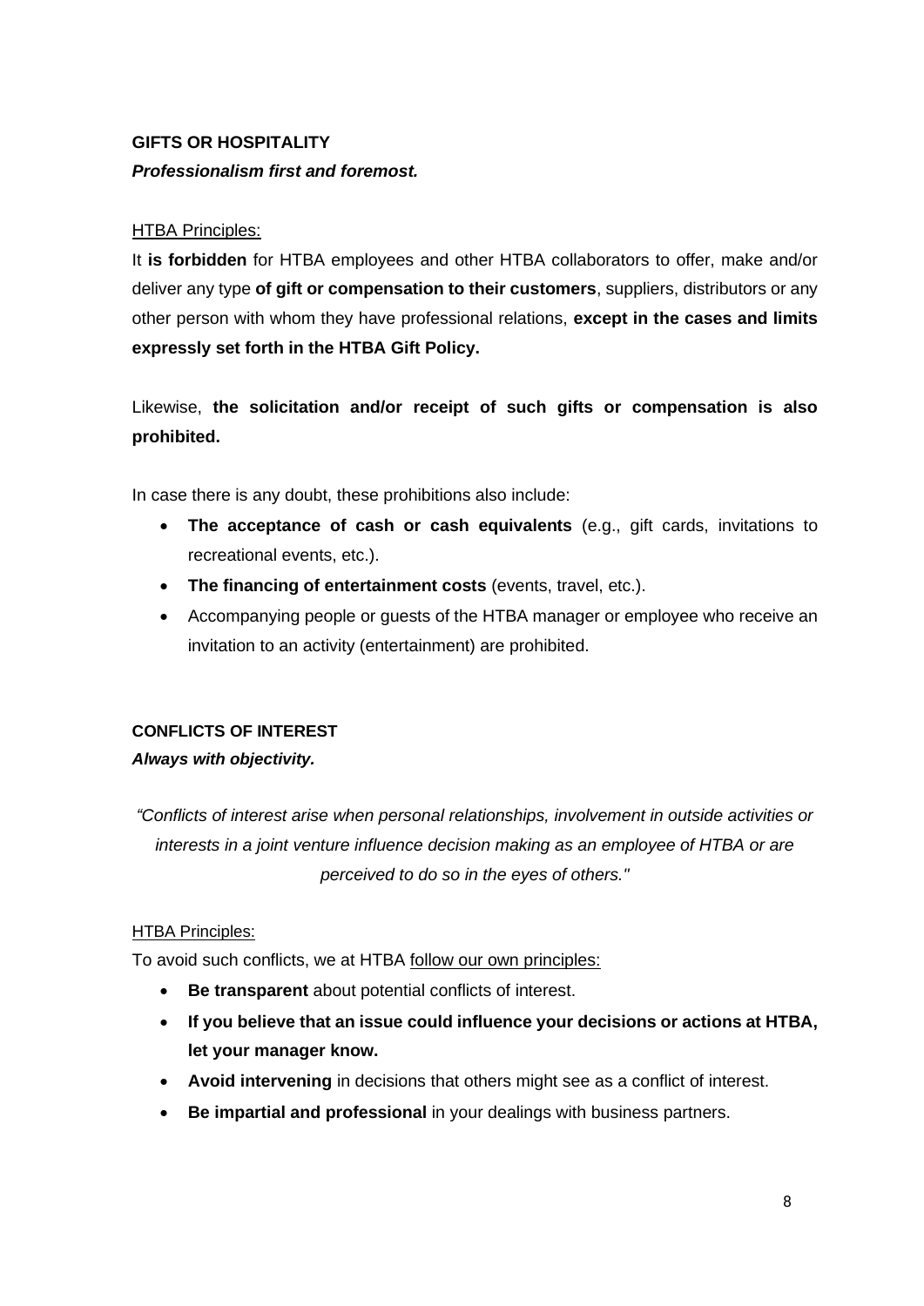## GIFTS OR HOSPITALITY

***Professionalism first and foremost.***

HTBA Principles:

It **is forbidden** for HTBA employees and other HTBA collaborators to offer, make and/or deliver any type **of gift or compensation to their customers**, suppliers, distributors or any other person with whom they have professional relations, **except in the cases and limits expressly set forth in the HTBA Gift Policy.**

Likewise, **the solicitation and/or receipt of such gifts or compensation is also prohibited.**

In case there is any doubt, these prohibitions also include:

- **The acceptance of cash or cash equivalents** (e.g., gift cards, invitations to recreational events, etc.).
- **The financing of entertainment costs** (events, travel, etc.).
- Accompanying people or guests of the HTBA manager or employee who receive an invitation to an activity (entertainment) are prohibited.

## CONFLICTS OF INTEREST

***Always with objectivity.***

*"Conflicts of interest arise when personal relationships, involvement in outside activities or interests in a joint venture influence decision making as an employee of HTBA or are perceived to do so in the eyes of others."*

HTBA Principles:

To avoid such conflicts, we at HTBA follow our own principles:

- **Be transparent** about potential conflicts of interest.
- **If you believe that an issue could influence your decisions or actions at HTBA, let your manager know.**
- **Avoid intervening** in decisions that others might see as a conflict of interest.
- **Be impartial and professional** in your dealings with business partners.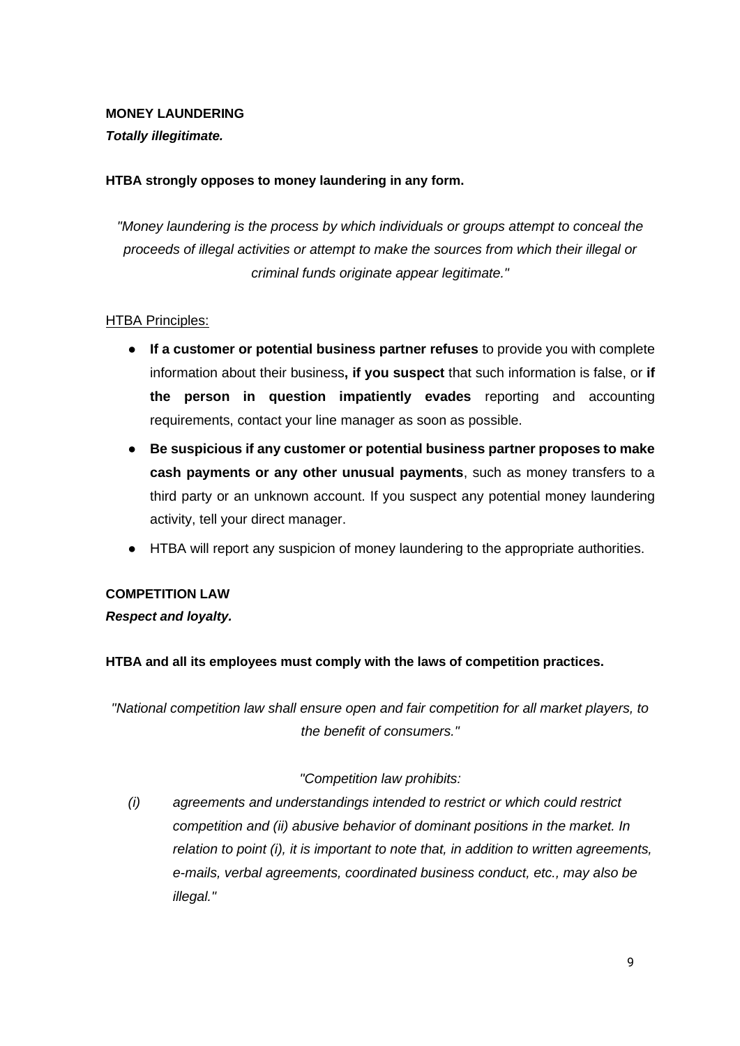**MONEY LAUNDERING**

***Totally illegitimate.***

**HTBA strongly opposes to money laundering in any form.**

*"Money laundering is the process by which individuals or groups attempt to conceal the proceeds of illegal activities or attempt to make the sources from which their illegal or criminal funds originate appear legitimate."*

HTBA Principles:

- **If a customer or potential business partner refuses** to provide you with complete information about their business**, if you suspect** that such information is false, or **if the person in question impatiently evades** reporting and accounting requirements, contact your line manager as soon as possible.
- **Be suspicious if any customer or potential business partner proposes to make cash payments or any other unusual payments**, such as money transfers to a third party or an unknown account. If you suspect any potential money laundering activity, tell your direct manager.
- HTBA will report any suspicion of money laundering to the appropriate authorities.

**COMPETITION LAW**

***Respect and loyalty.***

**HTBA and all its employees must comply with the laws of competition practices.**

*"National competition law shall ensure open and fair competition for all market players, to the benefit of consumers."*

*"Competition law prohibits:*

*(i) agreements and understandings intended to restrict or which could restrict competition and (ii) abusive behavior of dominant positions in the market. In relation to point (i), it is important to note that, in addition to written agreements, e-mails, verbal agreements, coordinated business conduct, etc., may also be illegal."*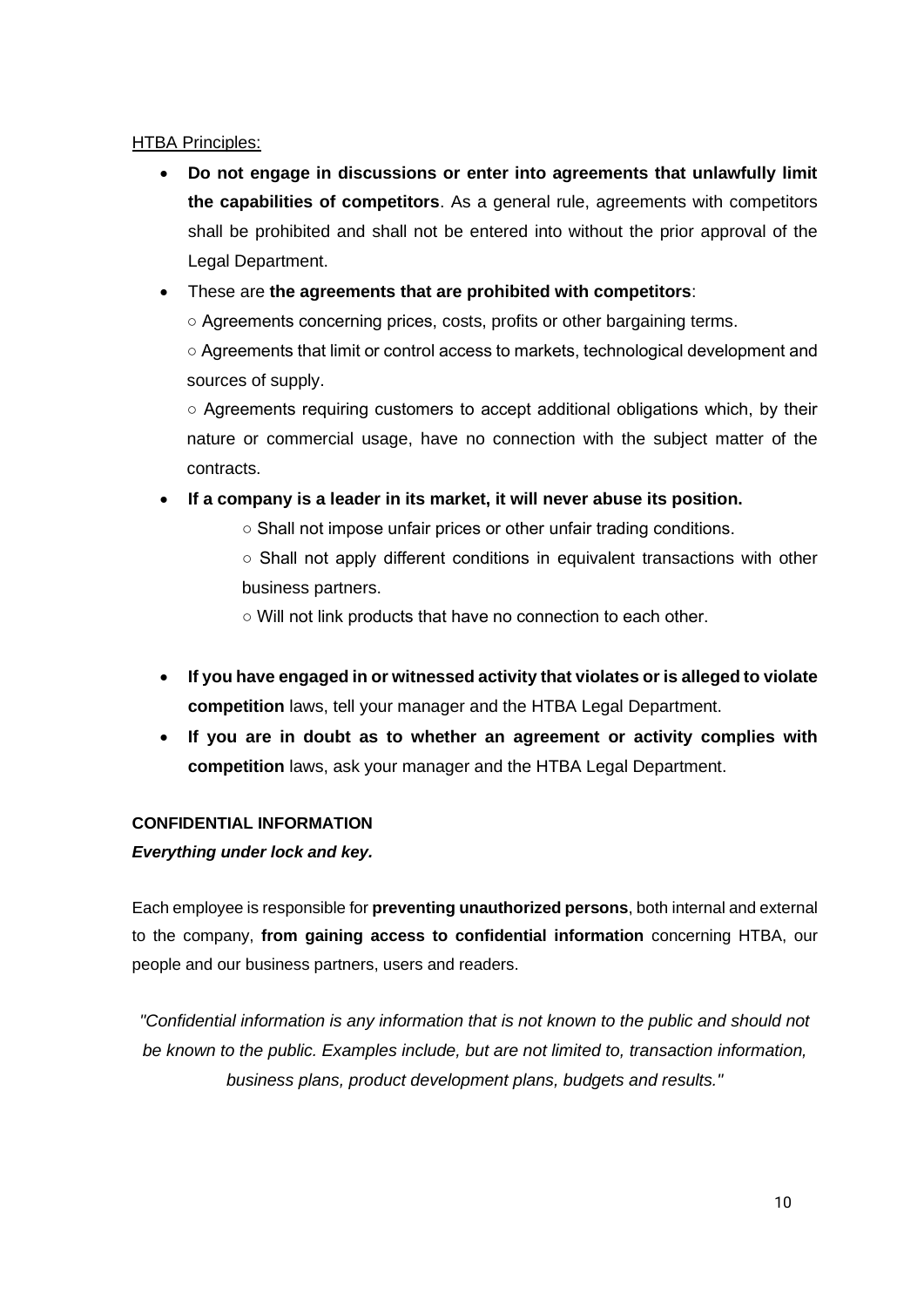<u>HTBA Principles:</u>

- **Do not engage in discussions or enter into agreements that unlawfully limit the capabilities of competitors**. As a general rule, agreements with competitors shall be prohibited and shall not be entered into without the prior approval of the Legal Department.
- These are **the agreements that are prohibited with competitors**:
  - Agreements concerning prices, costs, profits or other bargaining terms.
  - Agreements that limit or control access to markets, technological development and sources of supply.
  - Agreements requiring customers to accept additional obligations which, by their nature or commercial usage, have no connection with the subject matter of the contracts.
- **If a company is a leader in its market, it will never abuse its position.**
  - Shall not impose unfair prices or other unfair trading conditions.
  - Shall not apply different conditions in equivalent transactions with other business partners.
  - Will not link products that have no connection to each other.
- **If you have engaged in or witnessed activity that violates or is alleged to violate competition** laws, tell your manager and the HTBA Legal Department.
- **If you are in doubt as to whether an agreement or activity complies with competition** laws, ask your manager and the HTBA Legal Department.

## CONFIDENTIAL INFORMATION

***Everything under lock and key.***

Each employee is responsible for **preventing unauthorized persons**, both internal and external to the company, **from gaining access to confidential information** concerning HTBA, our people and our business partners, users and readers.

*"Confidential information is any information that is not known to the public and should not be known to the public. Examples include, but are not limited to, transaction information, business plans, product development plans, budgets and results."*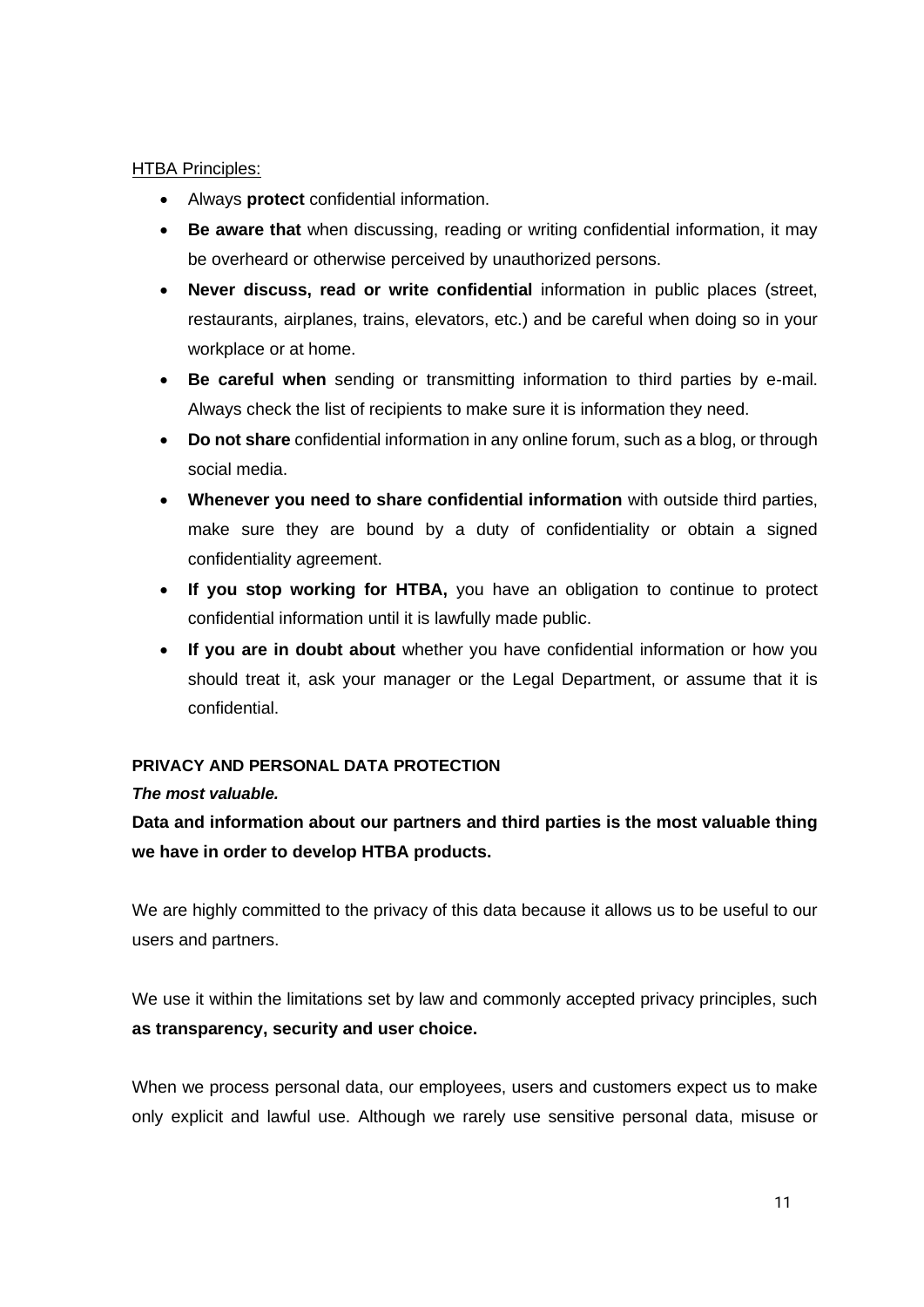<u>HTBA Principles:</u>

- Always **protect** confidential information.
- **Be aware that** when discussing, reading or writing confidential information, it may be overheard or otherwise perceived by unauthorized persons.
- **Never discuss, read or write confidential** information in public places (street, restaurants, airplanes, trains, elevators, etc.) and be careful when doing so in your workplace or at home.
- **Be careful when** sending or transmitting information to third parties by e-mail. Always check the list of recipients to make sure it is information they need.
- **Do not share** confidential information in any online forum, such as a blog, or through social media.
- **Whenever you need to share confidential information** with outside third parties, make sure they are bound by a duty of confidentiality or obtain a signed confidentiality agreement.
- **If you stop working for HTBA,** you have an obligation to continue to protect confidential information until it is lawfully made public.
- **If you are in doubt about** whether you have confidential information or how you should treat it, ask your manager or the Legal Department, or assume that it is confidential.

**PRIVACY AND PERSONAL DATA PROTECTION**

***The most valuable.***

**Data and information about our partners and third parties is the most valuable thing we have in order to develop HTBA products.**

We are highly committed to the privacy of this data because it allows us to be useful to our users and partners.

We use it within the limitations set by law and commonly accepted privacy principles, such **as transparency, security and user choice.**

When we process personal data, our employees, users and customers expect us to make only explicit and lawful use. Although we rarely use sensitive personal data, misuse or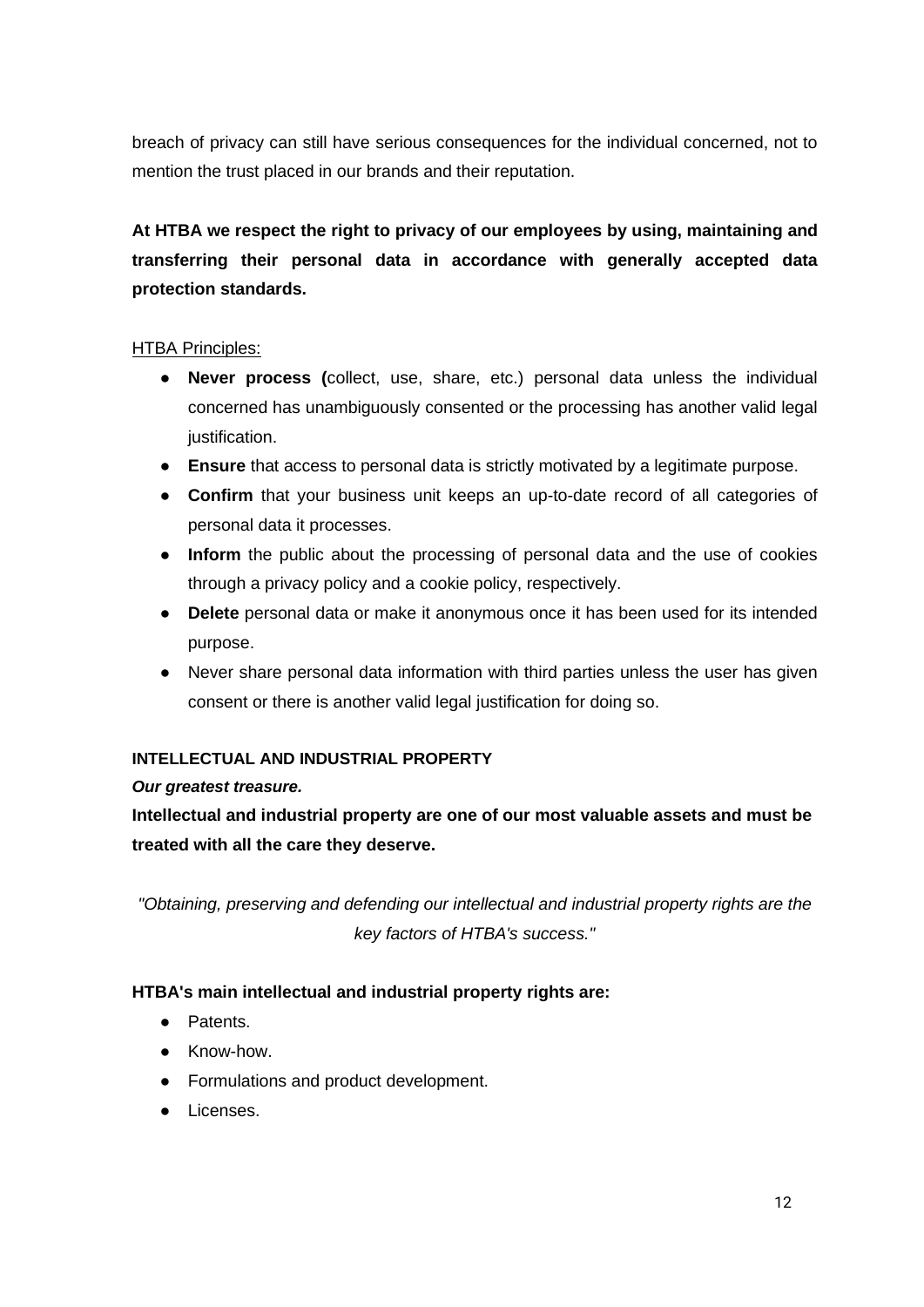breach of privacy can still have serious consequences for the individual concerned, not to mention the trust placed in our brands and their reputation.

**At HTBA we respect the right to privacy of our employees by using, maintaining and transferring their personal data in accordance with generally accepted data protection standards.**

HTBA Principles:

- **Never process (**collect, use, share, etc.) personal data unless the individual concerned has unambiguously consented or the processing has another valid legal justification.
- **Ensure** that access to personal data is strictly motivated by a legitimate purpose.
- **Confirm** that your business unit keeps an up-to-date record of all categories of personal data it processes.
- **Inform** the public about the processing of personal data and the use of cookies through a privacy policy and a cookie policy, respectively.
- **Delete** personal data or make it anonymous once it has been used for its intended purpose.
- Never share personal data information with third parties unless the user has given consent or there is another valid legal justification for doing so.

### INTELLECTUAL AND INDUSTRIAL PROPERTY

***Our greatest treasure.***

**Intellectual and industrial property are one of our most valuable assets and must be treated with all the care they deserve.**

*"Obtaining, preserving and defending our intellectual and industrial property rights are the key factors of HTBA's success."*

**HTBA's main intellectual and industrial property rights are:**

- Patents.
- Know-how.
- Formulations and product development.
- Licenses.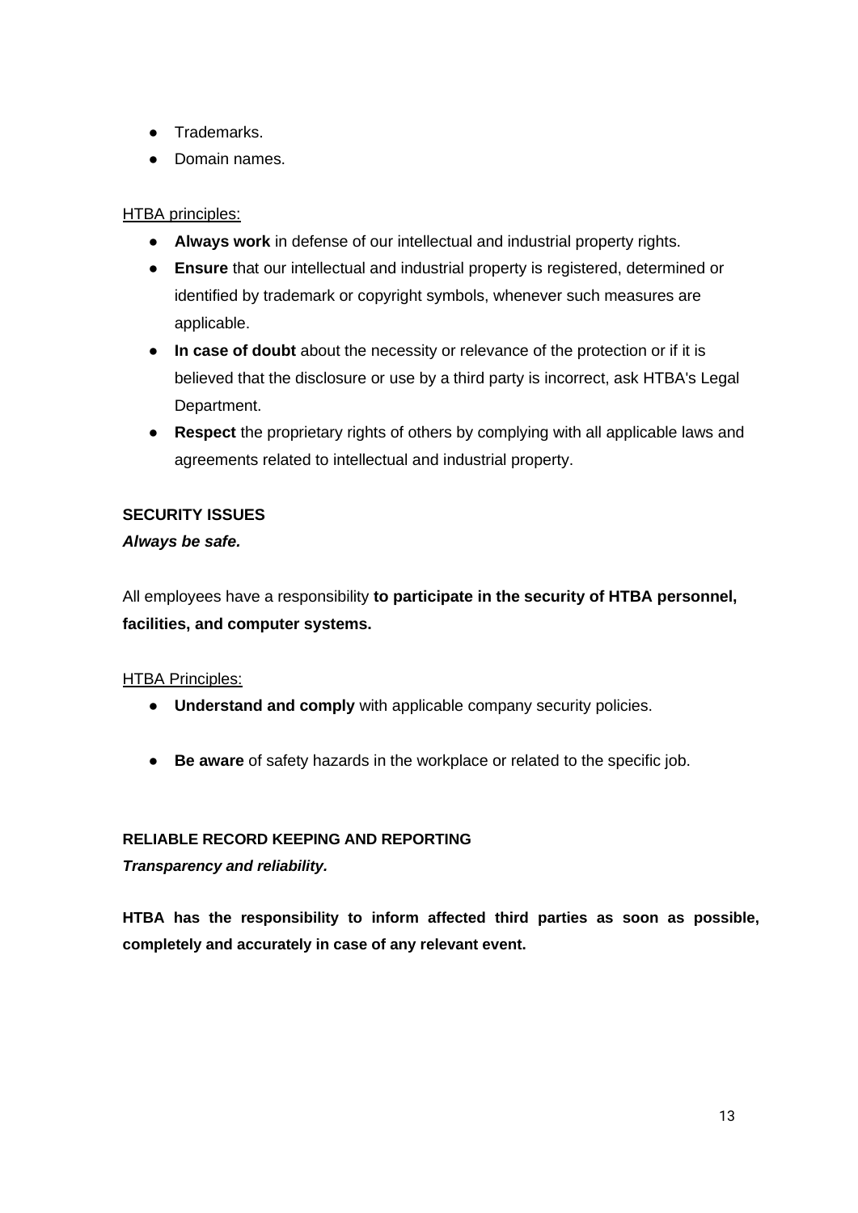- Trademarks.
- Domain names.

HTBA principles:

- **Always work** in defense of our intellectual and industrial property rights.
- **Ensure** that our intellectual and industrial property is registered, determined or identified by trademark or copyright symbols, whenever such measures are applicable.
- **In case of doubt** about the necessity or relevance of the protection or if it is believed that the disclosure or use by a third party is incorrect, ask HTBA's Legal Department.
- **Respect** the proprietary rights of others by complying with all applicable laws and agreements related to intellectual and industrial property.

**SECURITY ISSUES**

***Always be safe.***

All employees have a responsibility **to participate in the security of HTBA personnel, facilities, and computer systems.**

HTBA Principles:

- **Understand and comply** with applicable company security policies.
- **Be aware** of safety hazards in the workplace or related to the specific job.

**RELIABLE RECORD KEEPING AND REPORTING**

***Transparency and reliability.***

**HTBA has the responsibility to inform affected third parties as soon as possible, completely and accurately in case of any relevant event.**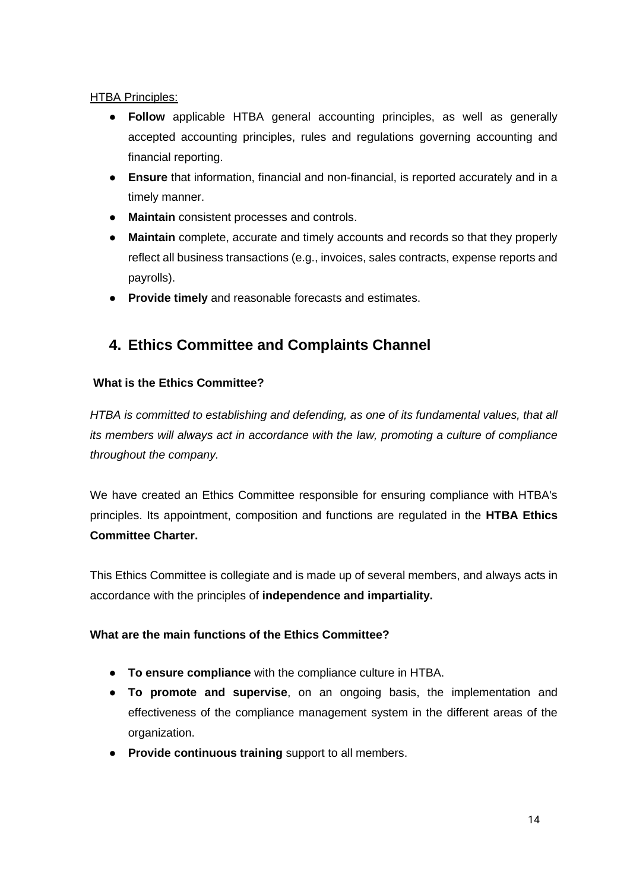<u>HTBA Principles:</u>

- **Follow** applicable HTBA general accounting principles, as well as generally accepted accounting principles, rules and regulations governing accounting and financial reporting.
- **Ensure** that information, financial and non-financial, is reported accurately and in a timely manner.
- **Maintain** consistent processes and controls.
- **Maintain** complete, accurate and timely accounts and records so that they properly reflect all business transactions (e.g., invoices, sales contracts, expense reports and payrolls).
- **Provide timely** and reasonable forecasts and estimates.

## 4. Ethics Committee and Complaints Channel

**What is the Ethics Committee?**

*HTBA is committed to establishing and defending, as one of its fundamental values, that all its members will always act in accordance with the law, promoting a culture of compliance throughout the company.*

We have created an Ethics Committee responsible for ensuring compliance with HTBA's principles. Its appointment, composition and functions are regulated in the **HTBA Ethics Committee Charter.**

This Ethics Committee is collegiate and is made up of several members, and always acts in accordance with the principles of **independence and impartiality.**

**What are the main functions of the Ethics Committee?**

- **To ensure compliance** with the compliance culture in HTBA.
- **To promote and supervise**, on an ongoing basis, the implementation and effectiveness of the compliance management system in the different areas of the organization.
- **Provide continuous training** support to all members.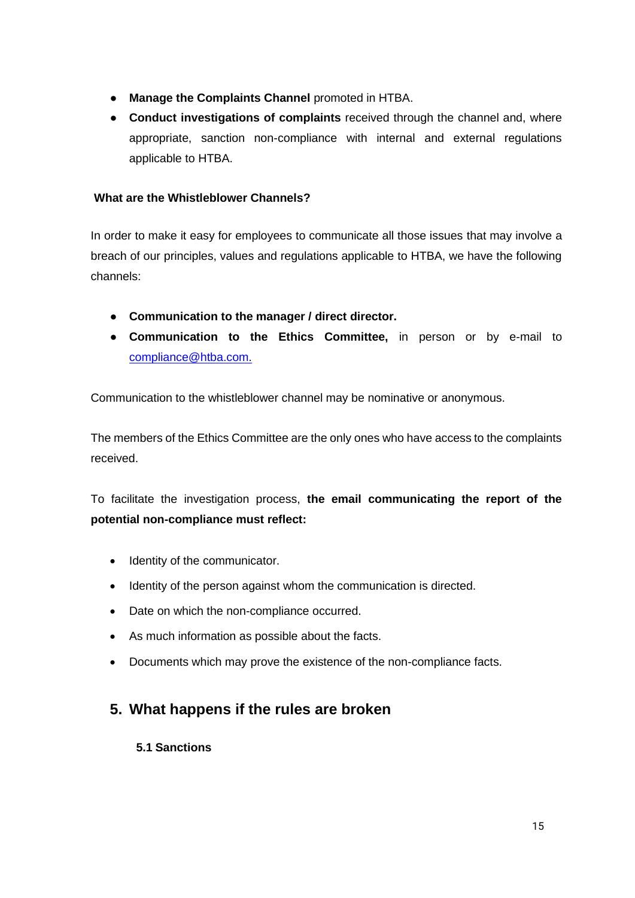- **Manage the Complaints Channel** promoted in HTBA.
- **Conduct investigations of complaints** received through the channel and, where appropriate, sanction non-compliance with internal and external regulations applicable to HTBA.

**What are the Whistleblower Channels?**

In order to make it easy for employees to communicate all those issues that may involve a breach of our principles, values and regulations applicable to HTBA, we have the following channels:

- **Communication to the manager / direct director.**
- **Communication to the Ethics Committee,** in person or by e-mail to compliance@htba.com.

Communication to the whistleblower channel may be nominative or anonymous.

The members of the Ethics Committee are the only ones who have access to the complaints received.

To facilitate the investigation process, **the email communicating the report of the potential non-compliance must reflect:**

- Identity of the communicator.
- Identity of the person against whom the communication is directed.
- Date on which the non-compliance occurred.
- As much information as possible about the facts.
- Documents which may prove the existence of the non-compliance facts.

## 5. What happens if the rules are broken

### 5.1 Sanctions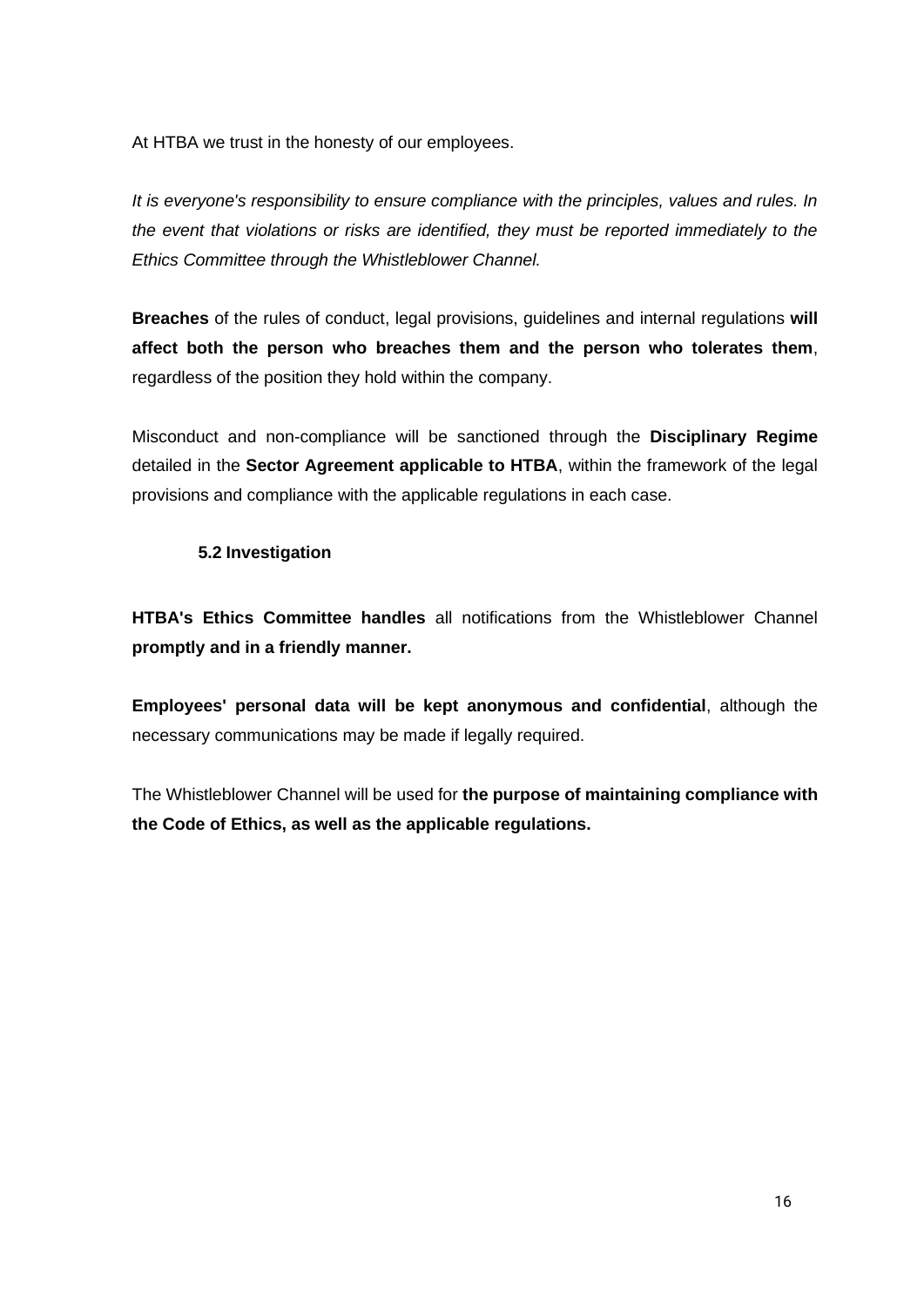At HTBA we trust in the honesty of our employees.

*It is everyone's responsibility to ensure compliance with the principles, values and rules. In the event that violations or risks are identified, they must be reported immediately to the Ethics Committee through the Whistleblower Channel.*

**Breaches** of the rules of conduct, legal provisions, guidelines and internal regulations **will affect both the person who breaches them and the person who tolerates them**, regardless of the position they hold within the company.

Misconduct and non-compliance will be sanctioned through the **Disciplinary Regime** detailed in the **Sector Agreement applicable to HTBA**, within the framework of the legal provisions and compliance with the applicable regulations in each case.

### 5.2 Investigation

**HTBA's Ethics Committee handles** all notifications from the Whistleblower Channel **promptly and in a friendly manner.**

**Employees' personal data will be kept anonymous and confidential**, although the necessary communications may be made if legally required.

The Whistleblower Channel will be used for **the purpose of maintaining compliance with the Code of Ethics, as well as the applicable regulations.**